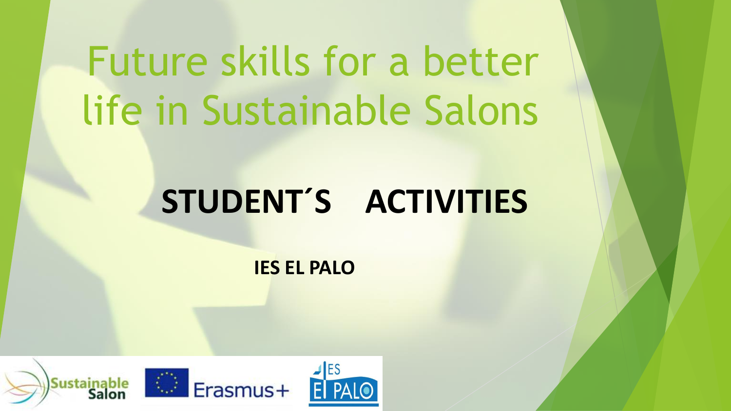# Future skills for a better life in Sustainable Salons

## STUDENT´S ACTIVITIES

**IES EL PALO**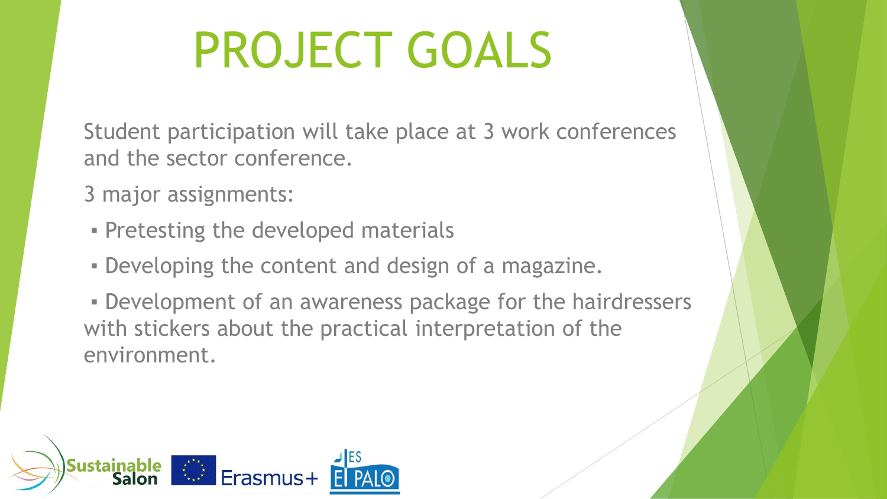# PROJECT GOALS

Student participation will take place at 3 work conferences and the sector conference.

3 major assignments:

- Pretesting the developed materials
- Developing the content and design of a magazine.
- Development of an awareness package for the hairdressers with stickers about the practical interpretation of the environment.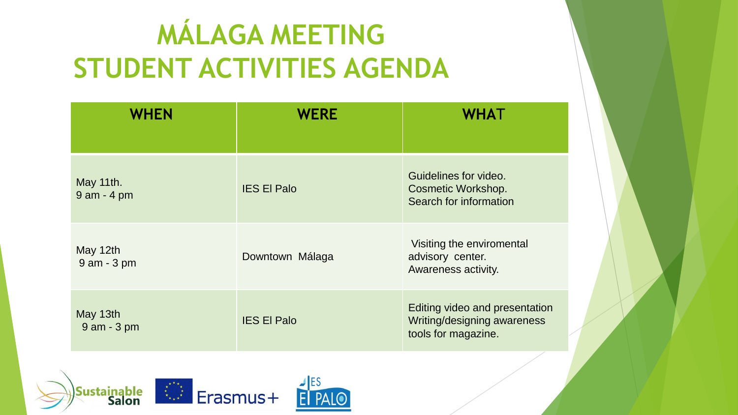# MÁLAGA MEETING
# STUDENT ACTIVITIES AGENDA

| WHEN | WERE | WHAT |
|---|---|---|
| May 11th.<br>9 am - 4 pm | IES El Palo | Guidelines for video.<br>Cosmetic Workshop.<br>Search for information |
| May 12th<br>9 am - 3 pm | Downtown Málaga | Visiting the enviromental advisory center.<br>Awareness activity. |
| May 13th<br>9 am - 3 pm | IES El Palo | Editing video and presentation<br>Writing/designing awareness tools for magazine. |

Sustainable Salon  Erasmus+  IES El PALO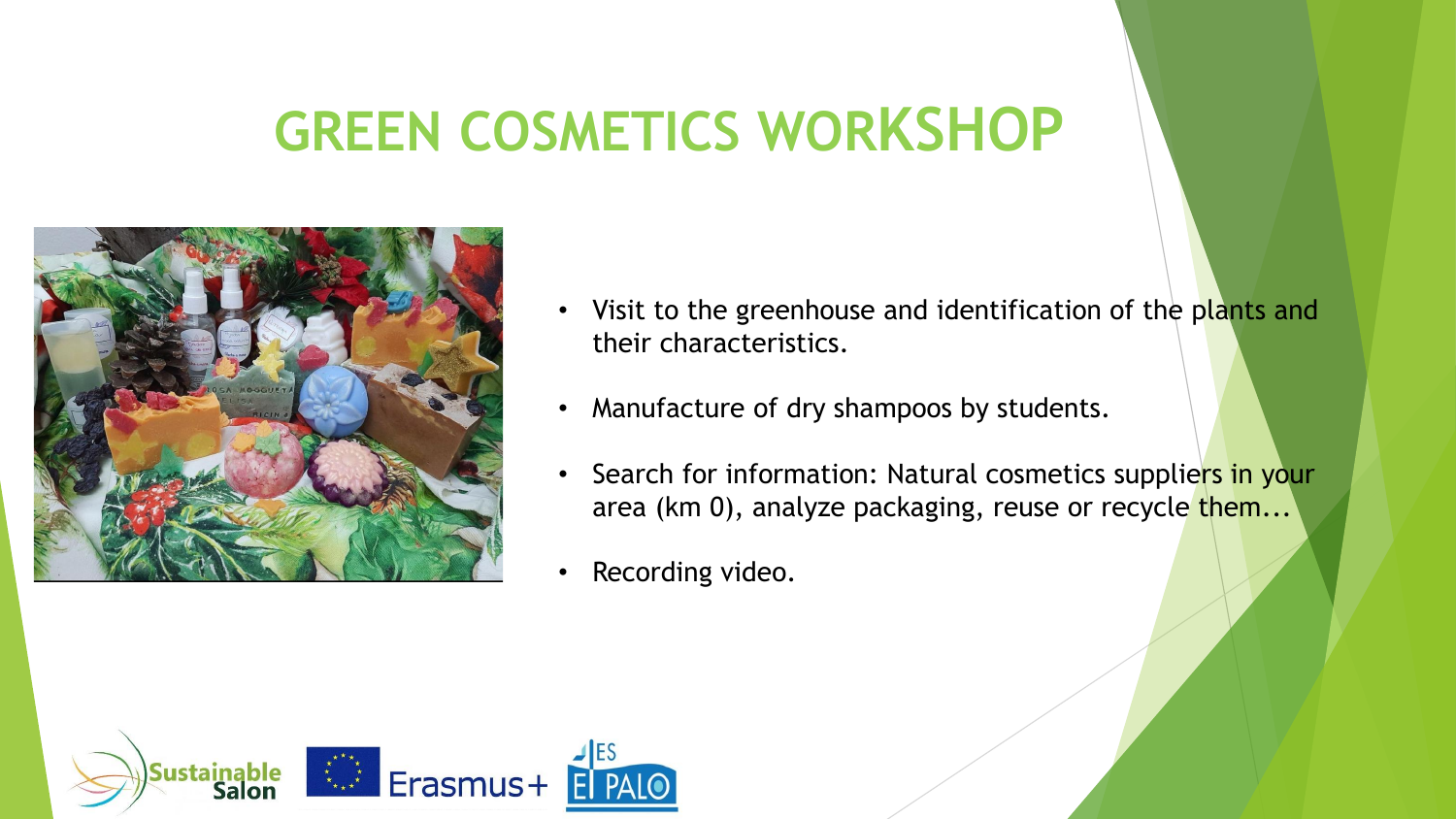# GREEN COSMETICS WORKSHOP

- Visit to the greenhouse and identification of the plants and their characteristics.
- Manufacture of dry shampoos by students.
- Search for information: Natural cosmetics suppliers in your area (km 0), analyze packaging, reuse or recycle them...
- Recording video.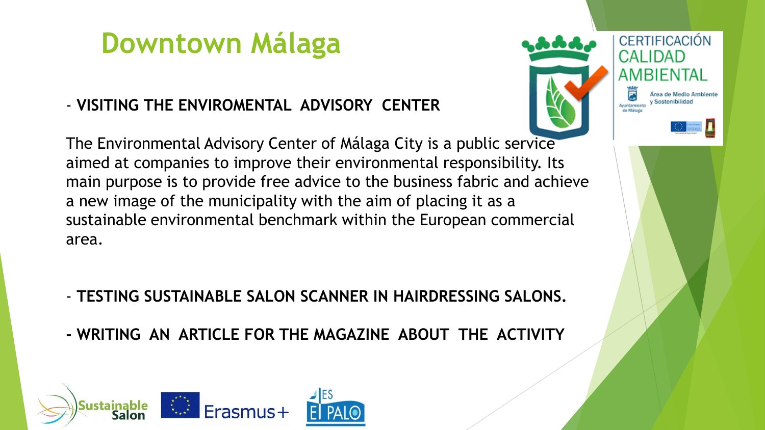# Downtown Málaga

- **VISITING THE ENVIROMENTAL ADVISORY CENTER**

The Environmental Advisory Center of Málaga City is a public service aimed at companies to improve their environmental responsibility. Its main purpose is to provide free advice to the business fabric and achieve a new image of the municipality with the aim of placing it as a sustainable environmental benchmark within the European commercial area.

- **TESTING SUSTAINABLE SALON SCANNER IN HAIRDRESSING SALONS.**

- **WRITING AN ARTICLE FOR THE MAGAZINE ABOUT THE ACTIVITY**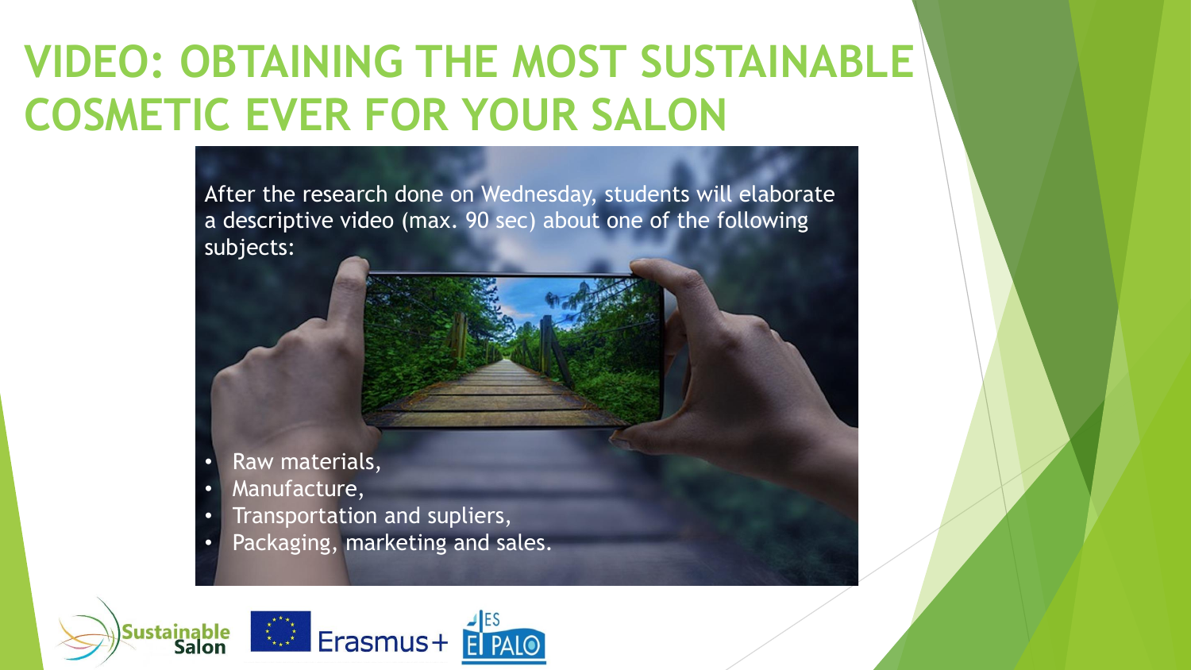# VIDEO: OBTAINING THE MOST SUSTAINABLE COSMETIC EVER FOR YOUR SALON

After the research done on Wednesday, students will elaborate a descriptive video (max. 90 sec) about one of the following subjects:

- Raw materials,
- Manufacture,
- Transportation and supliers,
- Packaging, marketing and sales.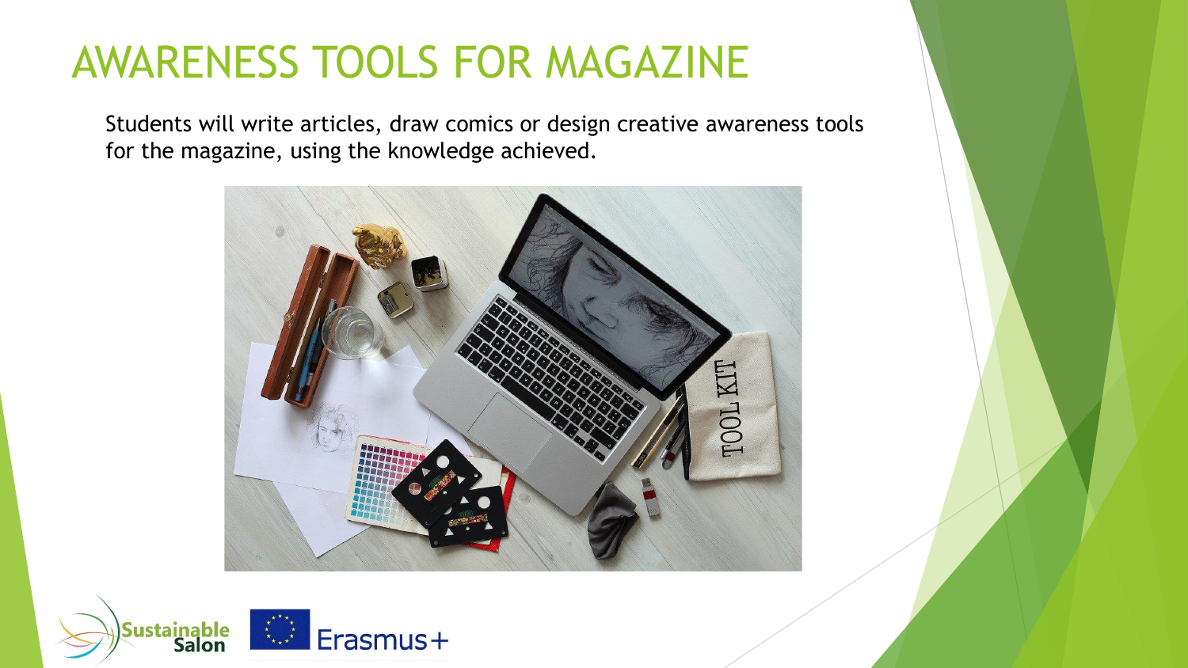# AWARENESS TOOLS FOR MAGAZINE

Students will write articles, draw comics or design creative awareness tools for the magazine, using the knowledge achieved.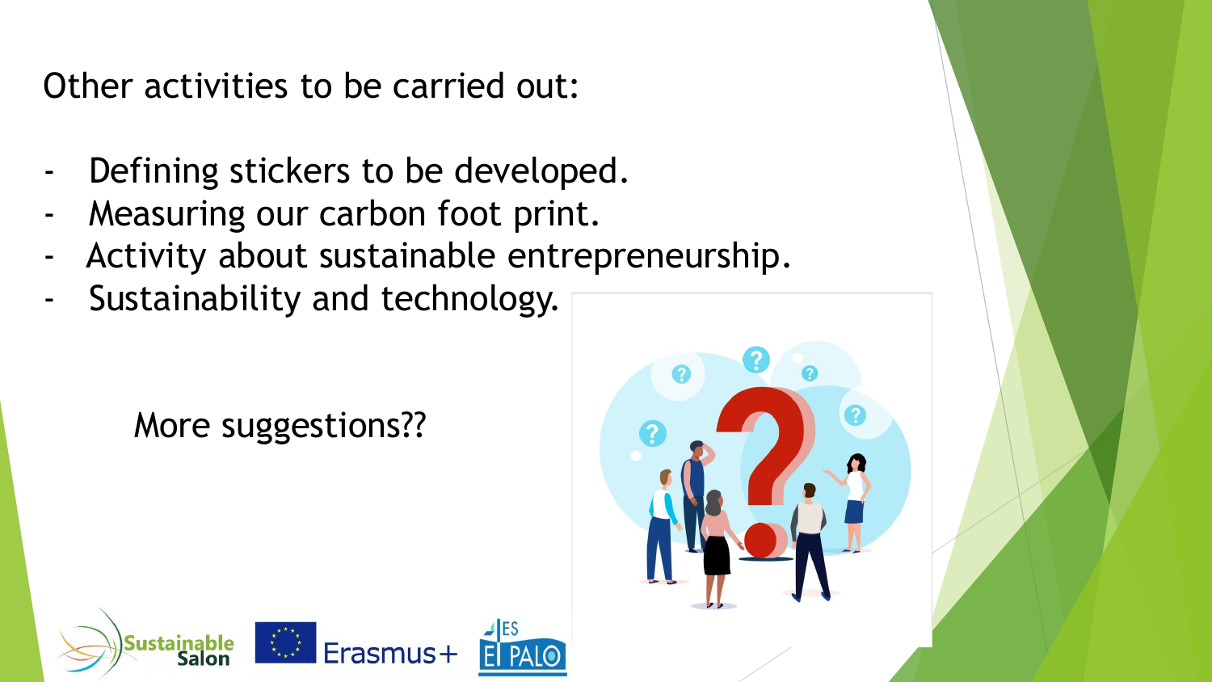Other activities to be carried out:

- Defining stickers to be developed.
- Measuring our carbon foot print.
- Activity about sustainable entrepreneurship.
- Sustainability and technology.

More suggestions??